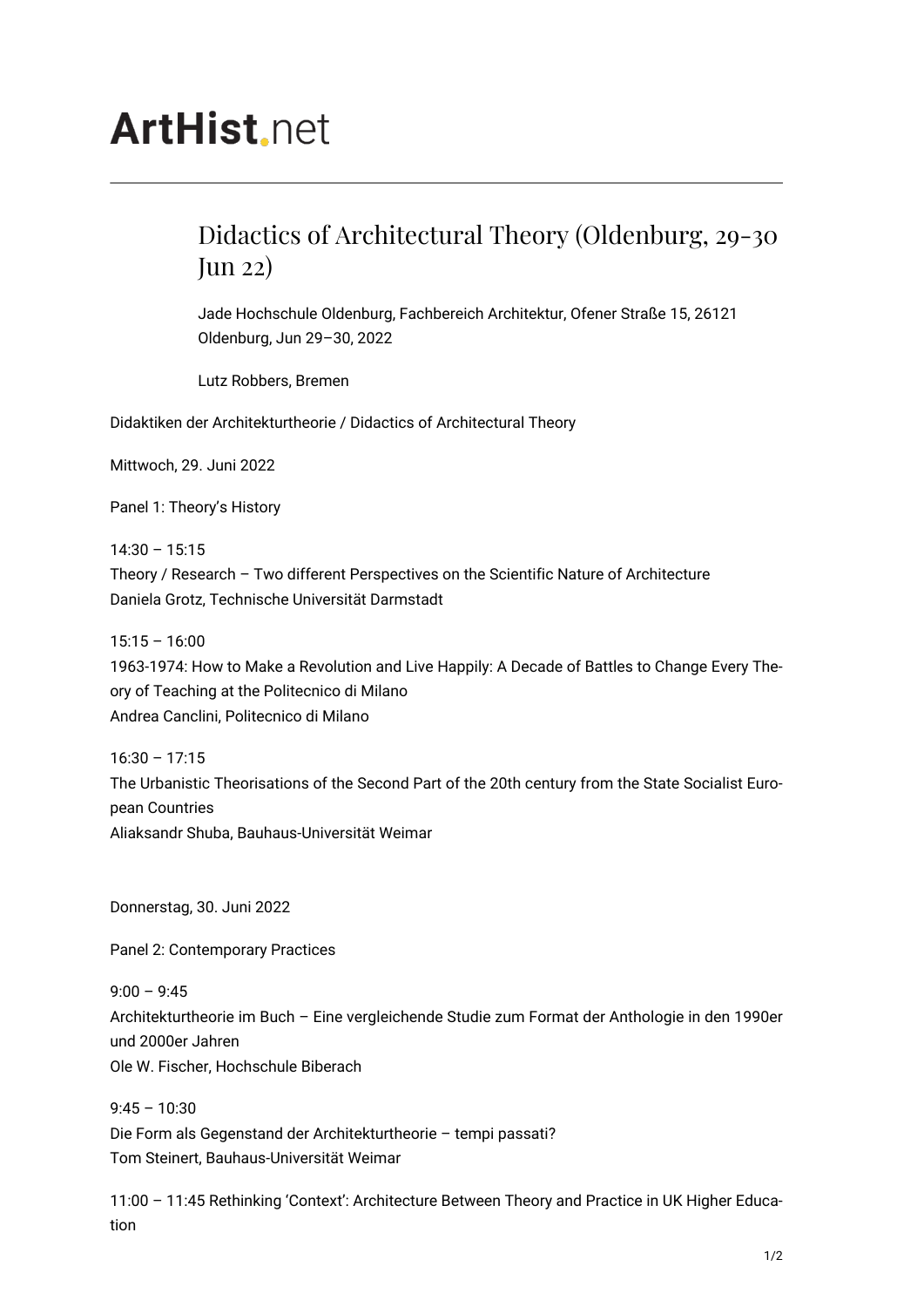# ArtHist.net

## Didactics of Architectural Theory (Oldenburg, 29-30 Jun 22)

Jade Hochschule Oldenburg, Fachbereich Architektur, Ofener Straße 15, 26121 Oldenburg, Jun 29–30, 2022

Lutz Robbers, Bremen

Didaktiken der Architekturtheorie / Didactics of Architectural Theory

Mittwoch, 29. Juni 2022

Panel 1: Theory's History

14:30 – 15:15
Theory / Research – Two different Perspectives on the Scientific Nature of Architecture
Daniela Grotz, Technische Universität Darmstadt

15:15 – 16:00
1963-1974: How to Make a Revolution and Live Happily: A Decade of Battles to Change Every Theory of Teaching at the Politecnico di Milano
Andrea Canclini, Politecnico di Milano

16:30 – 17:15
The Urbanistic Theorisations of the Second Part of the 20th century from the State Socialist European Countries
Aliaksandr Shuba, Bauhaus-Universität Weimar

Donnerstag, 30. Juni 2022

Panel 2: Contemporary Practices

9:00 – 9:45
Architekturtheorie im Buch – Eine vergleichende Studie zum Format der Anthologie in den 1990er und 2000er Jahren
Ole W. Fischer, Hochschule Biberach

9:45 – 10:30
Die Form als Gegenstand der Architekturtheorie – tempi passati?
Tom Steinert, Bauhaus-Universität Weimar

11:00 – 11:45 Rethinking 'Context': Architecture Between Theory and Practice in UK Higher Education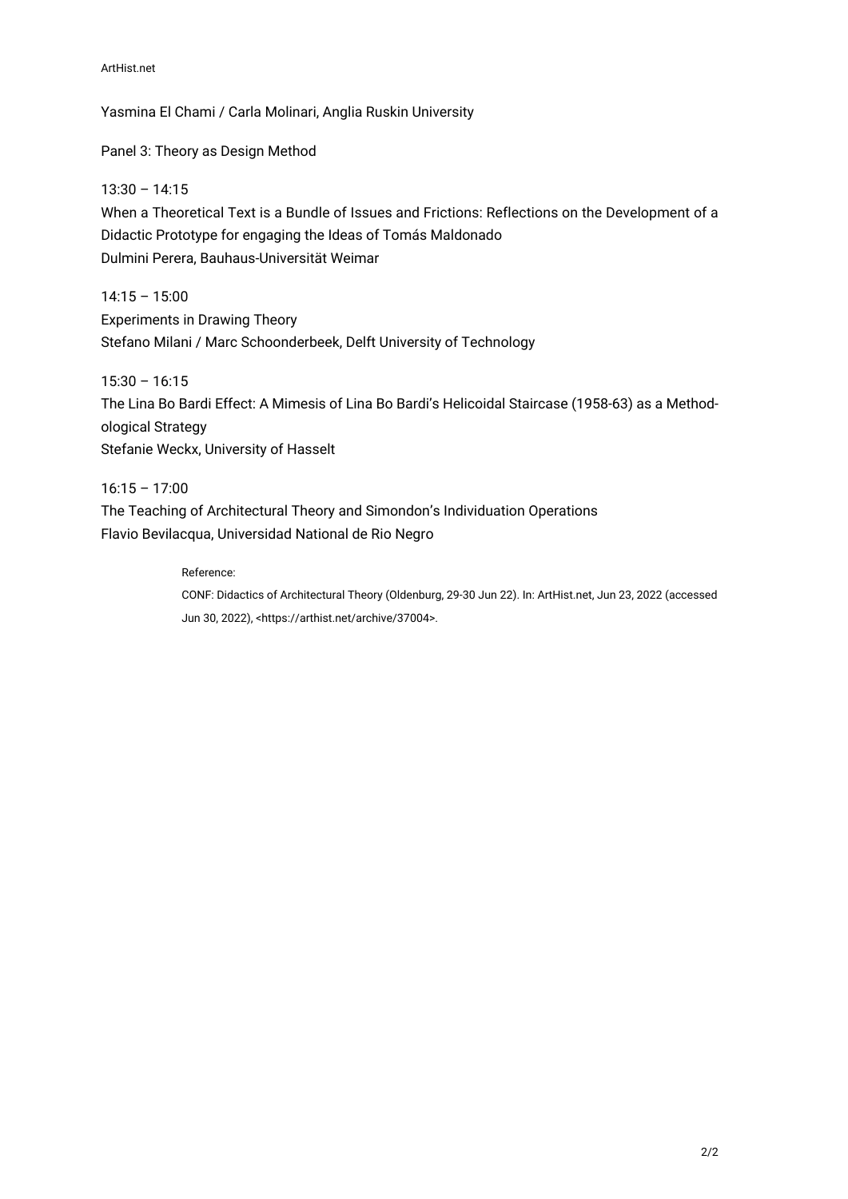Yasmina El Chami / Carla Molinari, Anglia Ruskin University

Panel 3: Theory as Design Method

13:30 – 14:15
When a Theoretical Text is a Bundle of Issues and Frictions: Reflections on the Development of a Didactic Prototype for engaging the Ideas of Tomás Maldonado
Dulmini Perera, Bauhaus-Universität Weimar

14:15 – 15:00
Experiments in Drawing Theory
Stefano Milani / Marc Schoonderbeek, Delft University of Technology

15:30 – 16:15
The Lina Bo Bardi Effect: A Mimesis of Lina Bo Bardi's Helicoidal Staircase (1958-63) as a Methodological Strategy
Stefanie Weckx, University of Hasselt

16:15 – 17:00
The Teaching of Architectural Theory and Simondon's Individuation Operations
Flavio Bevilacqua, Universidad National de Rio Negro

Reference:
CONF: Didactics of Architectural Theory (Oldenburg, 29-30 Jun 22). In: ArtHist.net, Jun 23, 2022 (accessed Jun 30, 2022), <https://arthist.net/archive/37004>.